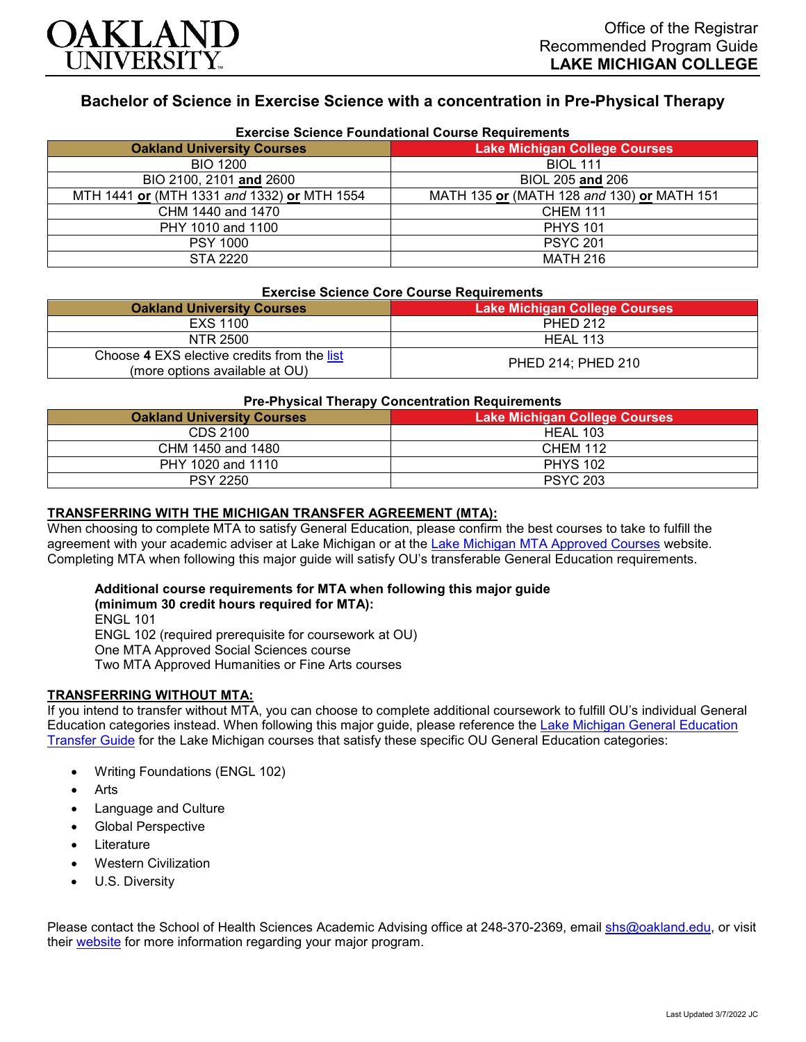# OAKLAND UNIVERSITY

Office of the Registrar
Recommended Program Guide
**LAKE MICHIGAN COLLEGE**

## Bachelor of Science in Exercise Science with a concentration in Pre-Physical Therapy

### Exercise Science Foundational Course Requirements

| Oakland University Courses | Lake Michigan College Courses |
|---|---|
| BIO 1200 | BIOL 111 |
| BIO 2100, 2101 **and** 2600 | BIOL 205 **and** 206 |
| MTH 1441 **or** (MTH 1331 *and* 1332) **or** MTH 1554 | MATH 135 **or** (MATH 128 *and* 130) **or** MATH 151 |
| CHM 1440 and 1470 | CHEM 111 |
| PHY 1010 and 1100 | PHYS 101 |
| PSY 1000 | PSYC 201 |
| STA 2220 | MATH 216 |

### Exercise Science Core Course Requirements

| Oakland University Courses | Lake Michigan College Courses |
|---|---|
| EXS 1100 | PHED 212 |
| NTR 2500 | HEAL 113 |
| Choose **4** EXS elective credits from the list (more options available at OU) | PHED 214; PHED 210 |

### Pre-Physical Therapy Concentration Requirements

| Oakland University Courses | Lake Michigan College Courses |
|---|---|
| CDS 2100 | HEAL 103 |
| CHM 1450 and 1480 | CHEM 112 |
| PHY 1020 and 1110 | PHYS 102 |
| PSY 2250 | PSYC 203 |

**TRANSFERRING WITH THE MICHIGAN TRANSFER AGREEMENT (MTA):**

When choosing to complete MTA to satisfy General Education, please confirm the best courses to take to fulfill the agreement with your academic adviser at Lake Michigan or at the Lake Michigan MTA Approved Courses website. Completing MTA when following this major guide will satisfy OU's transferable General Education requirements.

**Additional course requirements for MTA when following this major guide (minimum 30 credit hours required for MTA):**
ENGL 101
ENGL 102 (required prerequisite for coursework at OU)
One MTA Approved Social Sciences course
Two MTA Approved Humanities or Fine Arts courses

**TRANSFERRING WITHOUT MTA:**

If you intend to transfer without MTA, you can choose to complete additional coursework to fulfill OU's individual General Education categories instead. When following this major guide, please reference the Lake Michigan General Education Transfer Guide for the Lake Michigan courses that satisfy these specific OU General Education categories:

- Writing Foundations (ENGL 102)
- Arts
- Language and Culture
- Global Perspective
- Literature
- Western Civilization
- U.S. Diversity

Please contact the School of Health Sciences Academic Advising office at 248-370-2369, email shs@oakland.edu, or visit their website for more information regarding your major program.

Last Updated 3/7/2022 JC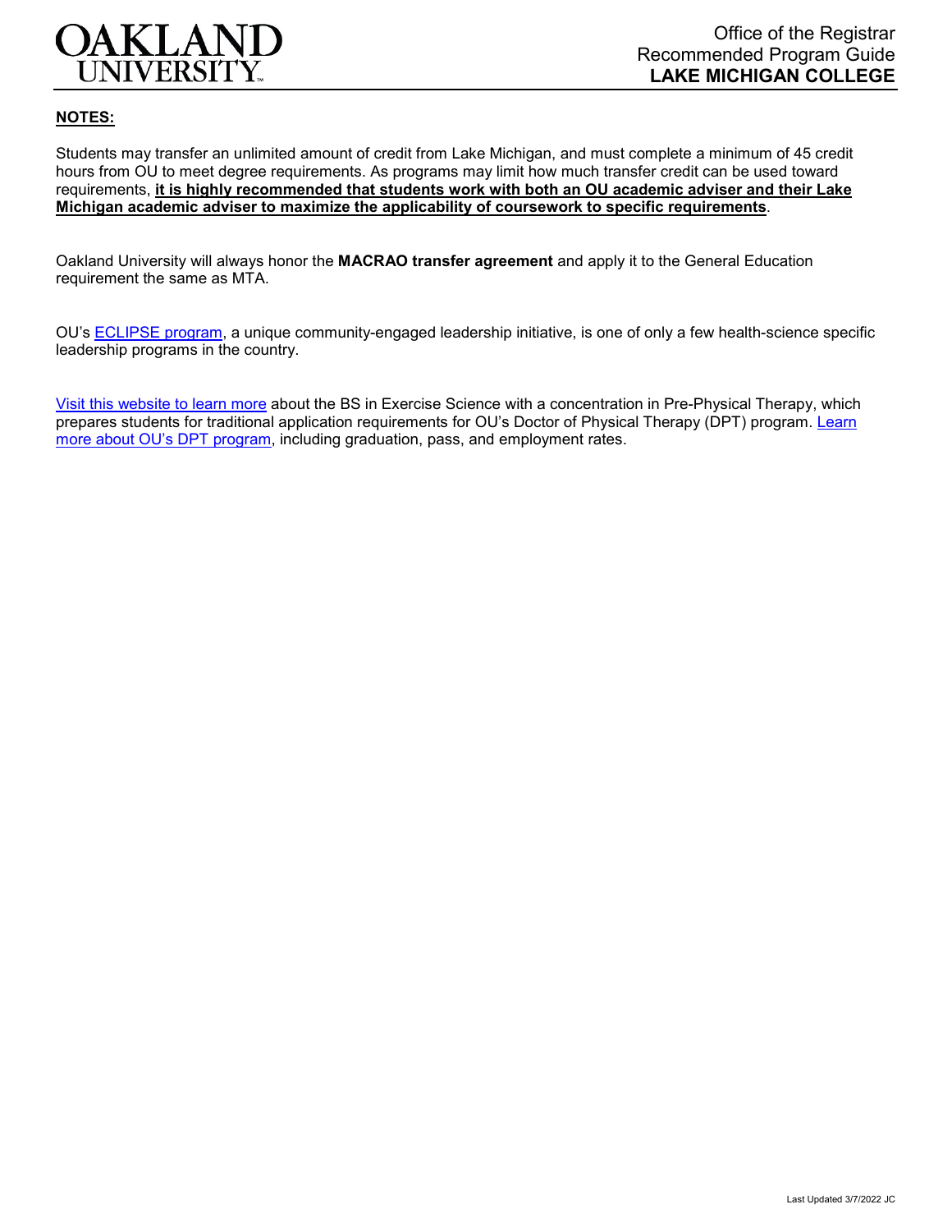**NOTES:**

Students may transfer an unlimited amount of credit from Lake Michigan, and must complete a minimum of 45 credit hours from OU to meet degree requirements. As programs may limit how much transfer credit can be used toward requirements, **it is highly recommended that students work with both an OU academic adviser and their Lake Michigan academic adviser to maximize the applicability of coursework to specific requirements**.

Oakland University will always honor the **MACRAO transfer agreement** and apply it to the General Education requirement the same as MTA.

OU's ECLIPSE program, a unique community-engaged leadership initiative, is one of only a few health-science specific leadership programs in the country.

Visit this website to learn more about the BS in Exercise Science with a concentration in Pre-Physical Therapy, which prepares students for traditional application requirements for OU's Doctor of Physical Therapy (DPT) program. Learn more about OU's DPT program, including graduation, pass, and employment rates.

Last Updated 3/7/2022 JC